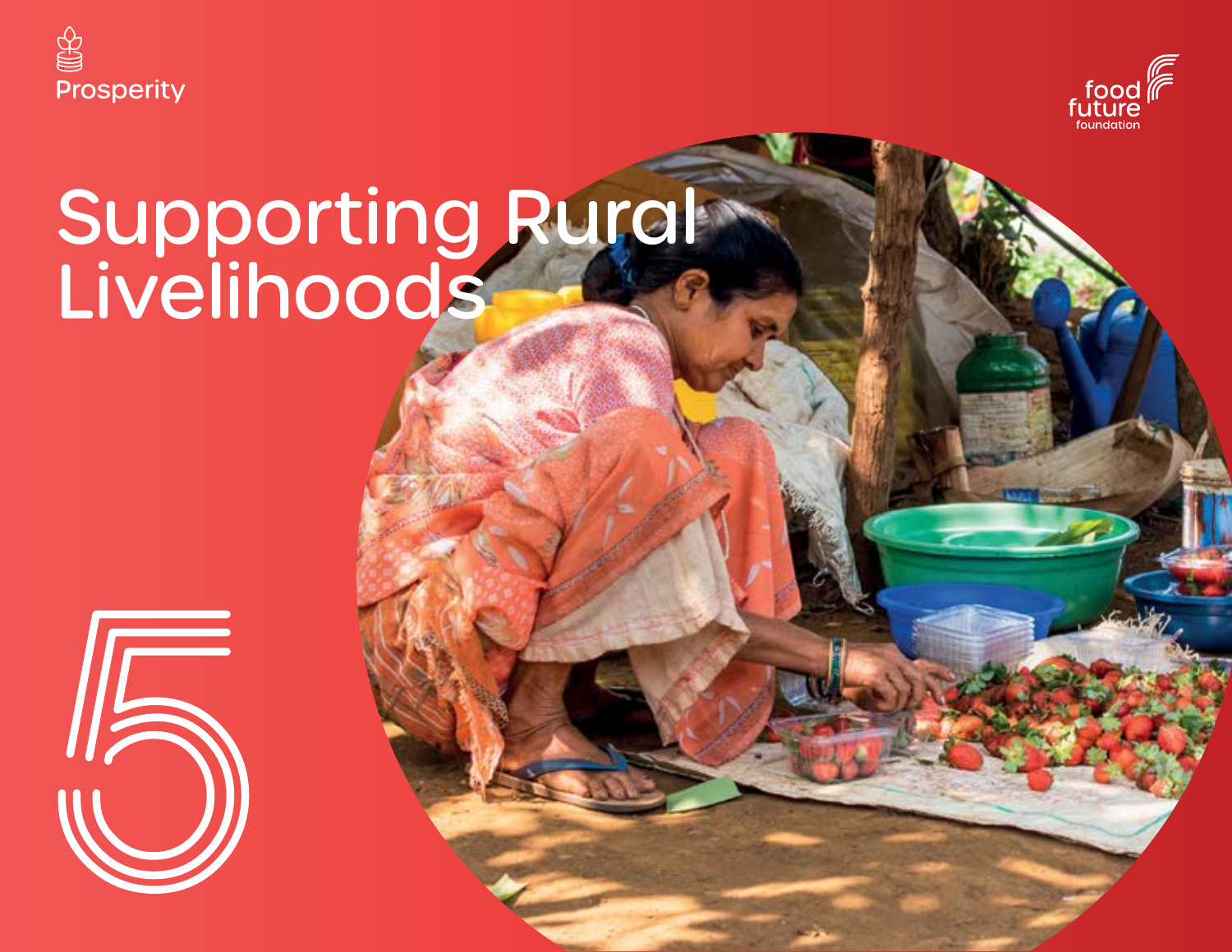Prosperity

food future foundation

# Supporting Rural Livelihoods

5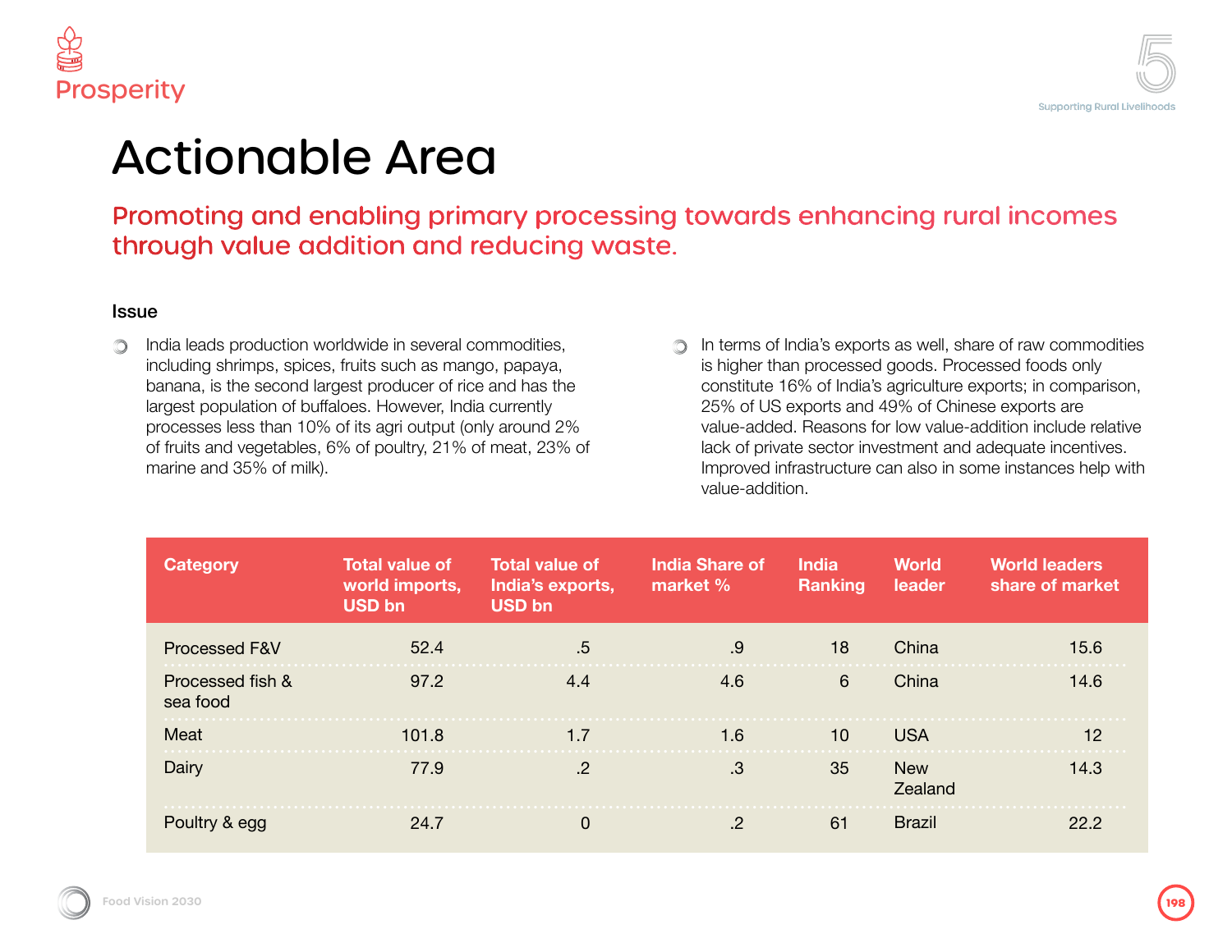# Actionable Area

## Promoting and enabling primary processing towards enhancing rural incomes through value addition and reducing waste.

### Issue

- India leads production worldwide in several commodities, including shrimps, spices, fruits such as mango, papaya, banana, is the second largest producer of rice and has the largest population of buffaloes. However, India currently processes less than 10% of its agri output (only around 2% of fruits and vegetables, 6% of poultry, 21% of meat, 23% of marine and 35% of milk).

- In terms of India's exports as well, share of raw commodities is higher than processed goods. Processed foods only constitute 16% of India's agriculture exports; in comparison, 25% of US exports and 49% of Chinese exports are value-added. Reasons for low value-addition include relative lack of private sector investment and adequate incentives. Improved infrastructure can also in some instances help with value-addition.

| Category | Total value of world imports, USD bn | Total value of India's exports, USD bn | India Share of market % | India Ranking | World leader | World leaders share of market |
|---|---|---|---|---|---|---|
| Processed F&V | 52.4 | .5 | .9 | 18 | China | 15.6 |
| Processed fish & sea food | 97.2 | 4.4 | 4.6 | 6 | China | 14.6 |
| Meat | 101.8 | 1.7 | 1.6 | 10 | USA | 12 |
| Dairy | 77.9 | .2 | .3 | 35 | New Zealand | 14.3 |
| Poultry & egg | 24.7 | 0 | .2 | 61 | Brazil | 22.2 |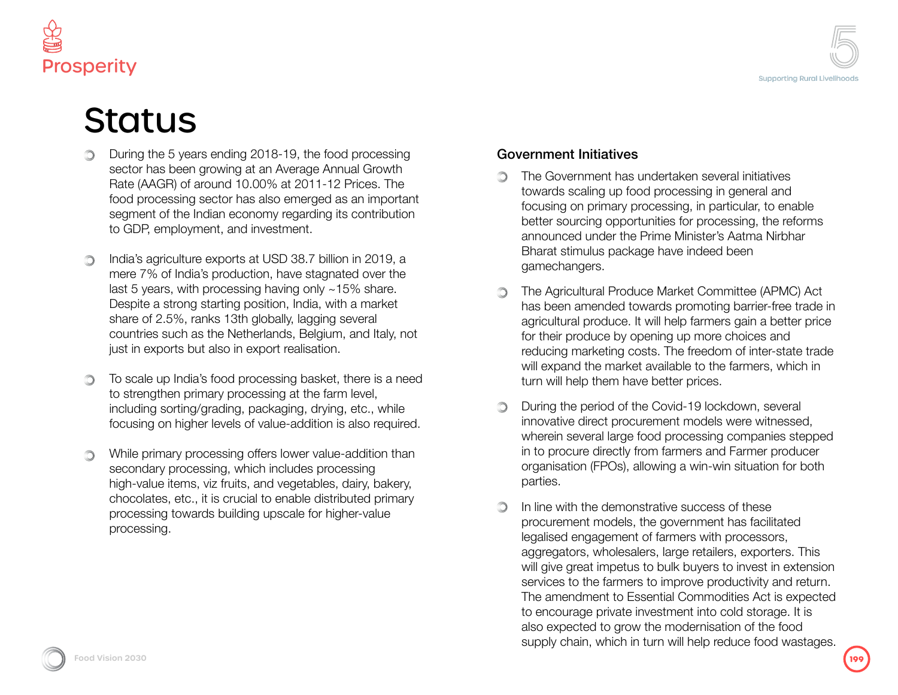# Status

- During the 5 years ending 2018-19, the food processing sector has been growing at an Average Annual Growth Rate (AAGR) of around 10.00% at 2011-12 Prices. The food processing sector has also emerged as an important segment of the Indian economy regarding its contribution to GDP, employment, and investment.

- India's agriculture exports at USD 38.7 billion in 2019, a mere 7% of India's production, have stagnated over the last 5 years, with processing having only ~15% share. Despite a strong starting position, India, with a market share of 2.5%, ranks 13th globally, lagging several countries such as the Netherlands, Belgium, and Italy, not just in exports but also in export realisation.

- To scale up India's food processing basket, there is a need to strengthen primary processing at the farm level, including sorting/grading, packaging, drying, etc., while focusing on higher levels of value-addition is also required.

- While primary processing offers lower value-addition than secondary processing, which includes processing high-value items, viz fruits, and vegetables, dairy, bakery, chocolates, etc., it is crucial to enable distributed primary processing towards building upscale for higher-value processing.

### Government Initiatives

- The Government has undertaken several initiatives towards scaling up food processing in general and focusing on primary processing, in particular, to enable better sourcing opportunities for processing, the reforms announced under the Prime Minister's Aatma Nirbhar Bharat stimulus package have indeed been gamechangers.

- The Agricultural Produce Market Committee (APMC) Act has been amended towards promoting barrier-free trade in agricultural produce. It will help farmers gain a better price for their produce by opening up more choices and reducing marketing costs. The freedom of inter-state trade will expand the market available to the farmers, which in turn will help them have better prices.

- During the period of the Covid-19 lockdown, several innovative direct procurement models were witnessed, wherein several large food processing companies stepped in to procure directly from farmers and Farmer producer organisation (FPOs), allowing a win-win situation for both parties.

- In line with the demonstrative success of these procurement models, the government has facilitated legalised engagement of farmers with processors, aggregators, wholesalers, large retailers, exporters. This will give great impetus to bulk buyers to invest in extension services to the farmers to improve productivity and return. The amendment to Essential Commodities Act is expected to encourage private investment into cold storage. It is also expected to grow the modernisation of the food supply chain, which in turn will help reduce food wastages.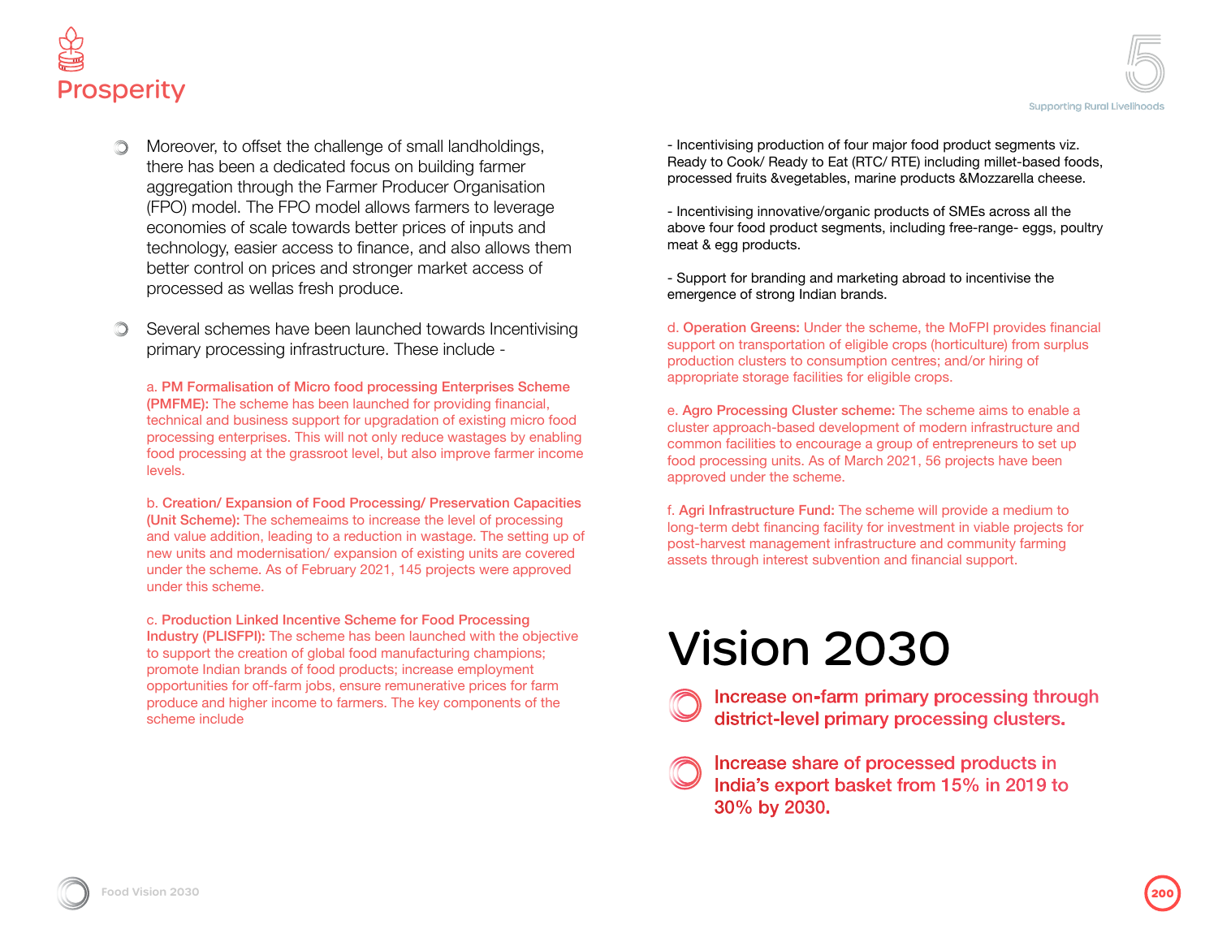- Moreover, to offset the challenge of small landholdings, there has been a dedicated focus on building farmer aggregation through the Farmer Producer Organisation (FPO) model. The FPO model allows farmers to leverage economies of scale towards better prices of inputs and technology, easier access to finance, and also allows them better control on prices and stronger market access of processed as wellas fresh produce.

- Several schemes have been launched towards Incentivising primary processing infrastructure. These include -

  a. **PM Formalisation of Micro food processing Enterprises Scheme (PMFME):** The scheme has been launched for providing financial, technical and business support for upgradation of existing micro food processing enterprises. This will not only reduce wastages by enabling food processing at the grassroot level, but also improve farmer income levels.

  b. **Creation/ Expansion of Food Processing/ Preservation Capacities (Unit Scheme):** The schemeaims to increase the level of processing and value addition, leading to a reduction in wastage. The setting up of new units and modernisation/ expansion of existing units are covered under the scheme. As of February 2021, 145 projects were approved under this scheme.

  c. **Production Linked Incentive Scheme for Food Processing Industry (PLISFPI):** The scheme has been launched with the objective to support the creation of global food manufacturing champions; promote Indian brands of food products; increase employment opportunities for off-farm jobs, ensure remunerative prices for farm produce and higher income to farmers. The key components of the scheme include

  - Incentivising production of four major food product segments viz. Ready to Cook/ Ready to Eat (RTC/ RTE) including millet-based foods, processed fruits &vegetables, marine products &Mozzarella cheese.

  - Incentivising innovative/organic products of SMEs across all the above four food product segments, including free-range- eggs, poultry meat & egg products.

  - Support for branding and marketing abroad to incentivise the emergence of strong Indian brands.

  d. **Operation Greens:** Under the scheme, the MoFPI provides financial support on transportation of eligible crops (horticulture) from surplus production clusters to consumption centres; and/or hiring of appropriate storage facilities for eligible crops.

  e. **Agro Processing Cluster scheme:** The scheme aims to enable a cluster approach-based development of modern infrastructure and common facilities to encourage a group of entrepreneurs to set up food processing units. As of March 2021, 56 projects have been approved under the scheme.

  f. **Agri Infrastructure Fund:** The scheme will provide a medium to long-term debt financing facility for investment in viable projects for post-harvest management infrastructure and community farming assets through interest subvention and financial support.

# Vision 2030

- **Increase on-farm primary processing through district-level primary processing clusters.**

- **Increase share of processed products in India's export basket from 15% in 2019 to 30% by 2030.**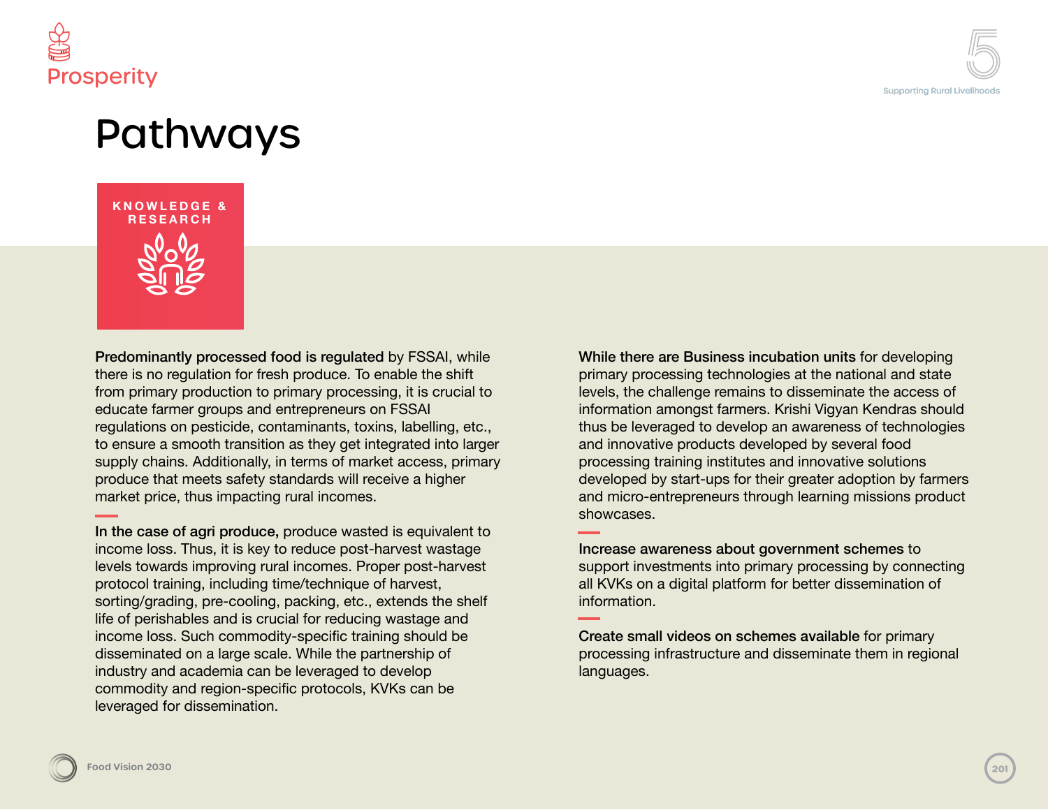Prosperity

# Pathways

## KNOWLEDGE & RESEARCH

**Predominantly processed food is regulated** by FSSAI, while there is no regulation for fresh produce. To enable the shift from primary production to primary processing, it is crucial to educate farmer groups and entrepreneurs on FSSAI regulations on pesticide, contaminants, toxins, labelling, etc., to ensure a smooth transition as they get integrated into larger supply chains. Additionally, in terms of market access, primary produce that meets safety standards will receive a higher market price, thus impacting rural incomes.

**In the case of agri produce,** produce wasted is equivalent to income loss. Thus, it is key to reduce post-harvest wastage levels towards improving rural incomes. Proper post-harvest protocol training, including time/technique of harvest, sorting/grading, pre-cooling, packing, etc., extends the shelf life of perishables and is crucial for reducing wastage and income loss. Such commodity-specific training should be disseminated on a large scale. While the partnership of industry and academia can be leveraged to develop commodity and region-specific protocols, KVKs can be leveraged for dissemination.

**While there are Business incubation units** for developing primary processing technologies at the national and state levels, the challenge remains to disseminate the access of information amongst farmers. Krishi Vigyan Kendras should thus be leveraged to develop an awareness of technologies and innovative products developed by several food processing training institutes and innovative solutions developed by start-ups for their greater adoption by farmers and micro-entrepreneurs through learning missions product showcases.

**Increase awareness about government schemes** to support investments into primary processing by connecting all KVKs on a digital platform for better dissemination of information.

**Create small videos on schemes available** for primary processing infrastructure and disseminate them in regional languages.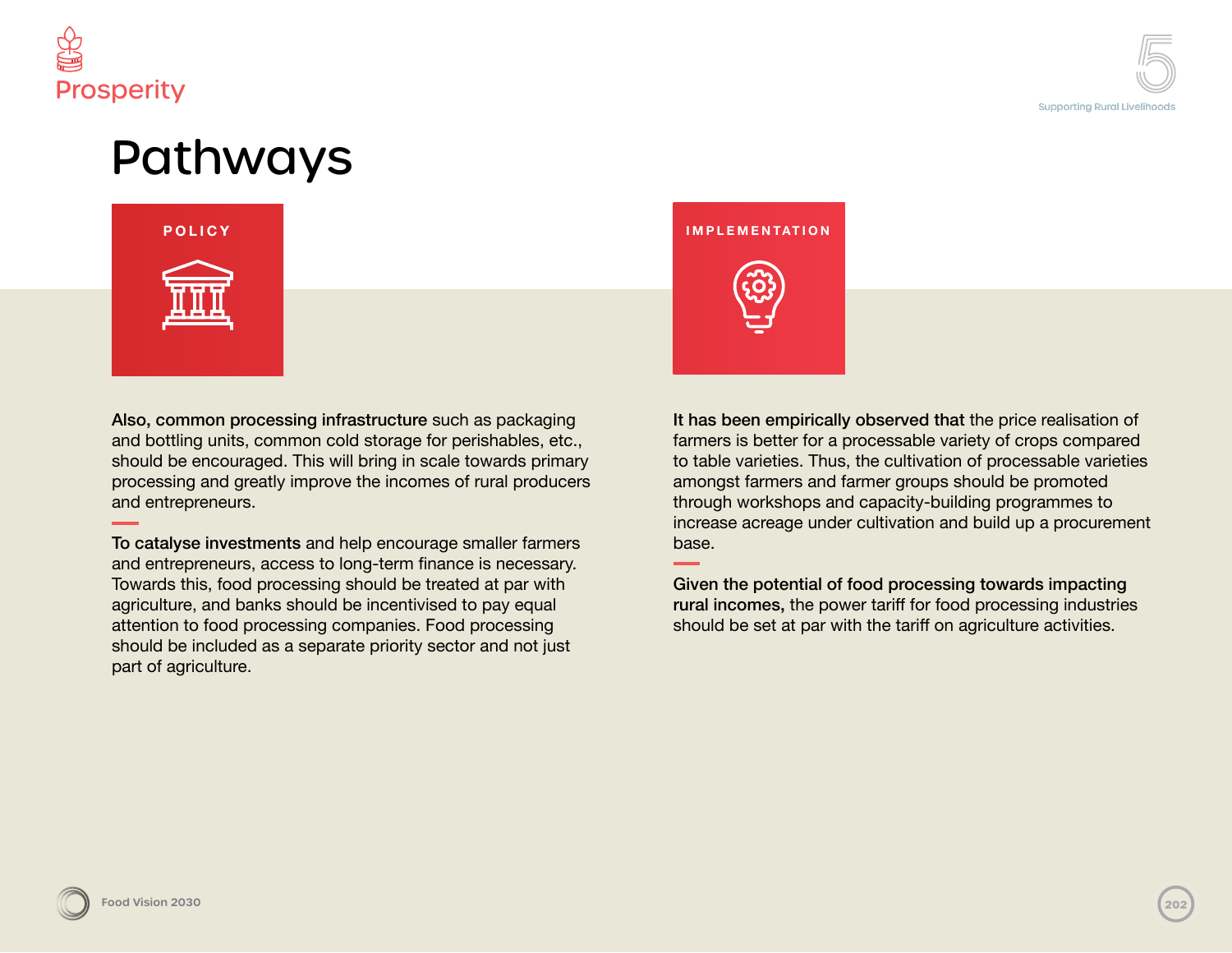# Pathways

## POLICY

**Also, common processing infrastructure** such as packaging and bottling units, common cold storage for perishables, etc., should be encouraged. This will bring in scale towards primary processing and greatly improve the incomes of rural producers and entrepreneurs.

**To catalyse investments** and help encourage smaller farmers and entrepreneurs, access to long-term finance is necessary. Towards this, food processing should be treated at par with agriculture, and banks should be incentivised to pay equal attention to food processing companies. Food processing should be included as a separate priority sector and not just part of agriculture.

## IMPLEMENTATION

**It has been empirically observed that** the price realisation of farmers is better for a processable variety of crops compared to table varieties. Thus, the cultivation of processable varieties amongst farmers and farmer groups should be promoted through workshops and capacity-building programmes to increase acreage under cultivation and build up a procurement base.

**Given the potential of food processing towards impacting rural incomes,** the power tariff for food processing industries should be set at par with the tariff on agriculture activities.